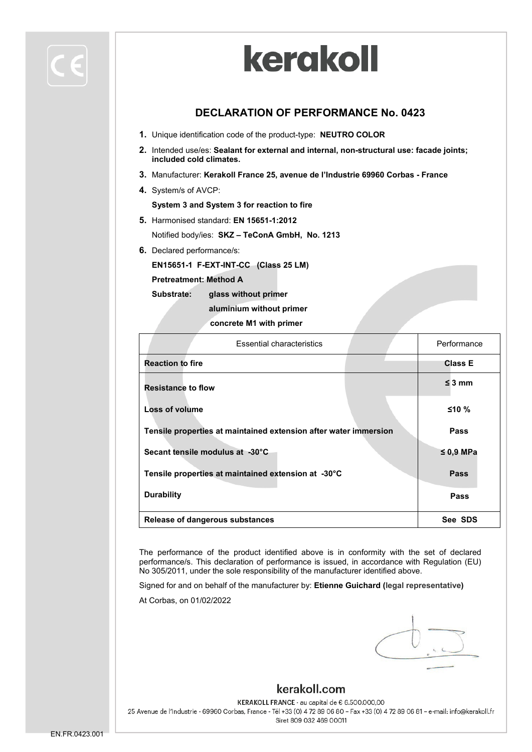# kerakoll

## DECLARATION OF PERFORMANCE No. 0423

1. Unique identification code of the product-type: **NEUTRO COLOR**
2. Intended use/es: **Sealant for external and internal, non-structural use: facade joints; included cold climates.**
3. Manufacturer: **Kerakoll France 25, avenue de l'Industrie 69960 Corbas - France**
4. System/s of AVCP:

   **System 3 and System 3 for reaction to fire**
5. Harmonised standard: **EN 15651-1:2012**

   Notified body/ies: **SKZ – TeConA GmbH, No. 1213**
6. Declared performance/s:

   **EN15651-1 F-EXT-INT-CC (Class 25 LM)**

   **Pretreatment: Method A**

   **Substrate: glass without primer**

   **aluminium without primer**

   **concrete M1 with primer**

| Essential characteristics | Performance |
|---|---|
| **Reaction to fire** | **Class E** |
| **Resistance to flow** | **≤ 3 mm** |
| **Loss of volume** | **≤10 %** |
| **Tensile properties at maintained extension after water immersion** | **Pass** |
| **Secant tensile modulus at -30°C** | **≤ 0,9 MPa** |
| **Tensile properties at maintained extension at -30°C** | **Pass** |
| **Durability** | **Pass** |
| **Release of dangerous substances** | **See SDS** |

The performance of the product identified above is in conformity with the set of declared performance/s. This declaration of performance is issued, in accordance with Regulation (EU) No 305/2011, under the sole responsibility of the manufacturer identified above.

Signed for and on behalf of the manufacturer by: **Etienne Guichard (legal representative)**

At Corbas, on 01/02/2022

kerakoll.com

KERAKOLL FRANCE - au capital de € 6.500.000,00

25 Avenue de l'Industrie - 69960 Corbas, France - Tél +33 (0) 4 72 89 06 80 – Fax +33 (0) 4 72 89 06 81 – e-mail: info@kerakoll.fr

Siret 809 032 469 00011

EN.FR.0423.001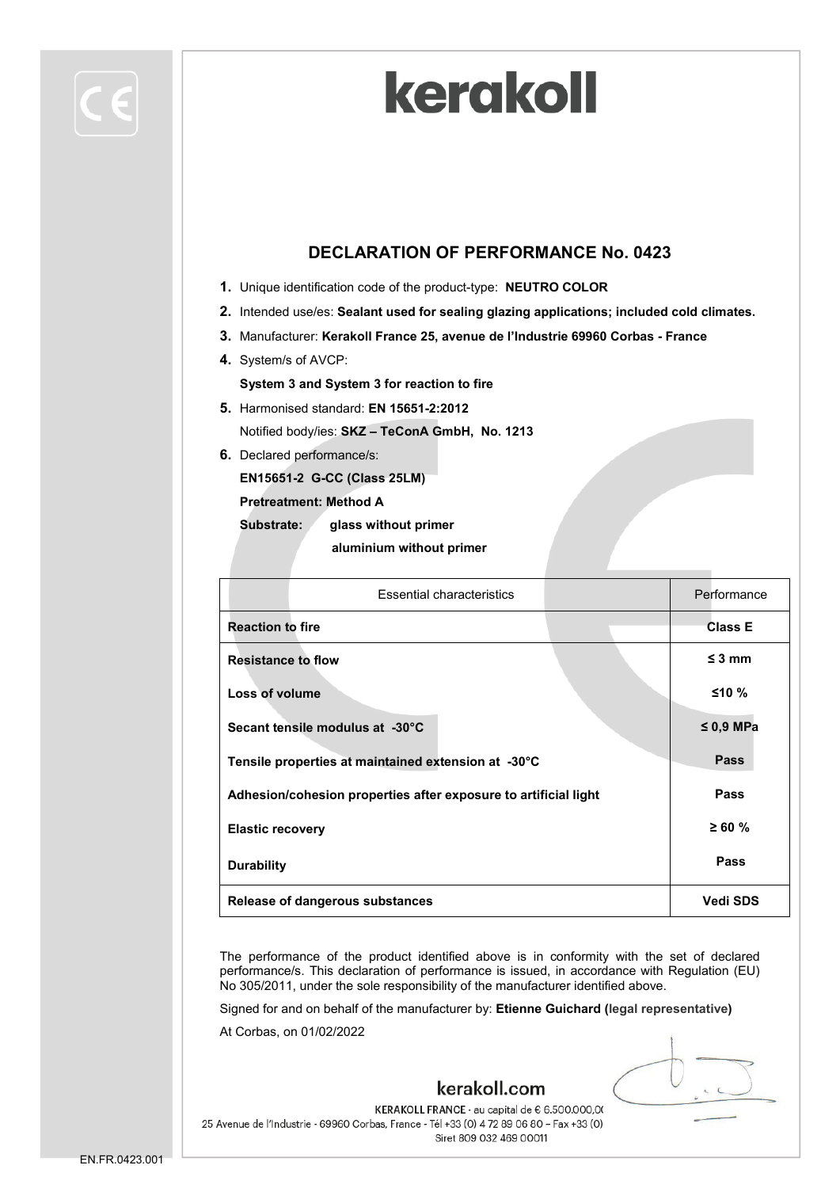kerakoll

## DECLARATION OF PERFORMANCE No. 0423

1. Unique identification code of the product-type: **NEUTRO COLOR**
2. Intended use/es: **Sealant used for sealing glazing applications; included cold climates.**
3. Manufacturer: **Kerakoll France 25, avenue de l'Industrie 69960 Corbas - France**
4. System/s of AVCP:

   **System 3 and System 3 for reaction to fire**
5. Harmonised standard: **EN 15651-2:2012**

   Notified body/ies: **SKZ – TeConA GmbH, No. 1213**
6. Declared performance/s:

   **EN15651-2 G-CC (Class 25LM)**

   **Pretreatment: Method A**

   **Substrate: glass without primer**

   **aluminium without primer**

| Essential characteristics | Performance |
|---|---|
| **Reaction to fire** | **Class E** |
| **Resistance to flow** | **≤ 3 mm** |
| **Loss of volume** | **≤10 %** |
| **Secant tensile modulus at -30°C** | **≤ 0,9 MPa** |
| **Tensile properties at maintained extension at -30°C** | **Pass** |
| **Adhesion/cohesion properties after exposure to artificial light** | **Pass** |
| **Elastic recovery** | **≥ 60 %** |
| **Durability** | **Pass** |
| **Release of dangerous substances** | **Vedi SDS** |

The performance of the product identified above is in conformity with the set of declared performance/s. This declaration of performance is issued, in accordance with Regulation (EU) No 305/2011, under the sole responsibility of the manufacturer identified above.

Signed for and on behalf of the manufacturer by: **Etienne Guichard (legal representative)**

At Corbas, on 01/02/2022

kerakoll.com

KERAKOLL FRANCE - au capital de € 6.500.000,0(
25 Avenue de l'Industrie - 69960 Corbas, France - Tél +33 (0) 4 72 89 06 80 – Fax +33 (0)
Siret 809 032 469 00011

EN.FR.0423.001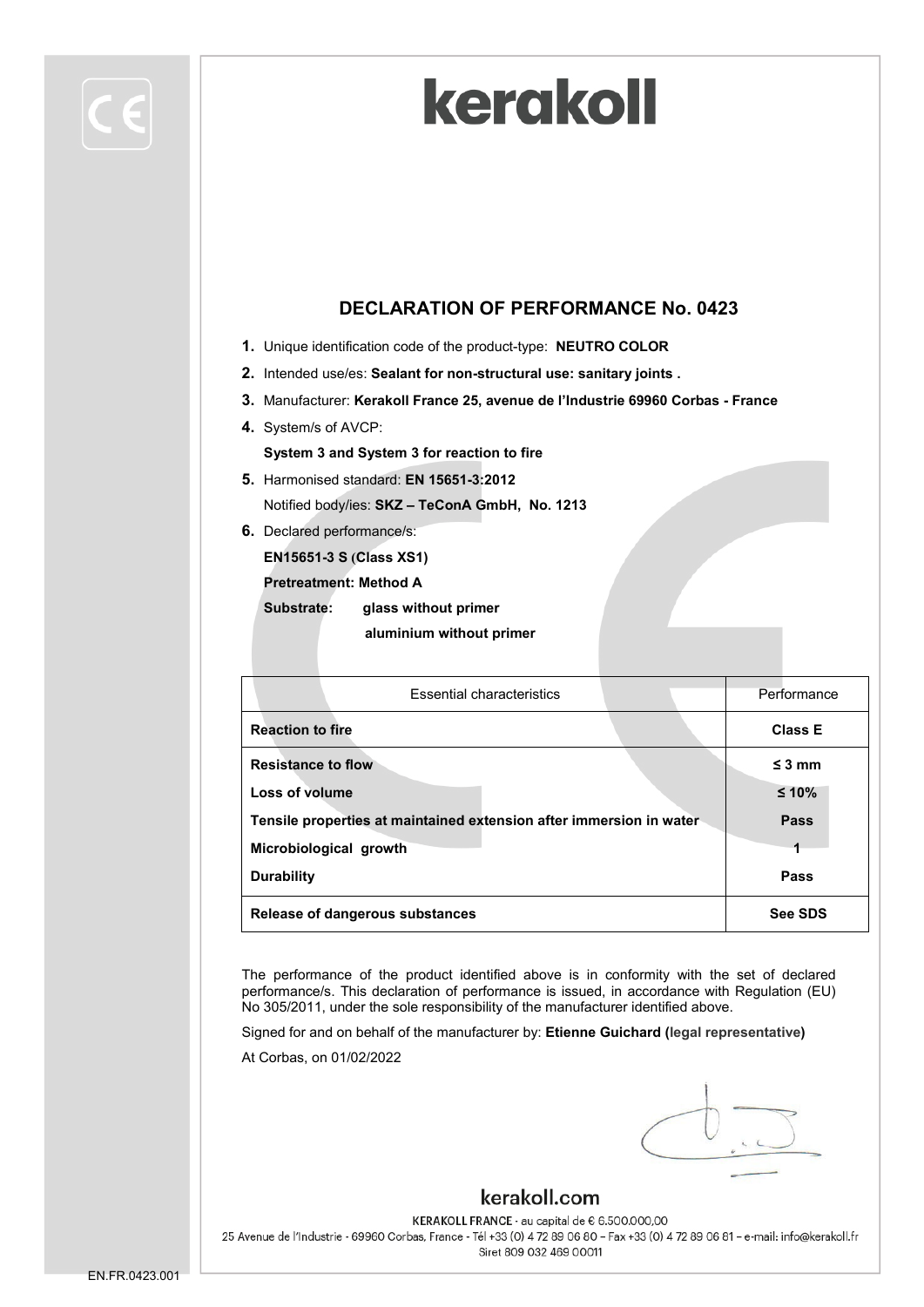# kerakoll

## DECLARATION OF PERFORMANCE No. 0423

1. Unique identification code of the product-type: **NEUTRO COLOR**
2. Intended use/es: **Sealant for non-structural use: sanitary joints .**
3. Manufacturer: **Kerakoll France 25, avenue de l'Industrie 69960 Corbas - France**
4. System/s of AVCP:
   **System 3 and System 3 for reaction to fire**
5. Harmonised standard: **EN 15651-3:2012**
   Notified body/ies: **SKZ – TeConA GmbH, No. 1213**
6. Declared performance/s:
   **EN15651-3 S (Class XS1)**
   **Pretreatment: Method A**
   **Substrate:** **glass without primer**
   **aluminium without primer**

| Essential characteristics | Performance |
|---|---|
| **Reaction to fire** | **Class E** |
| **Resistance to flow** | **≤ 3 mm** |
| **Loss of volume** | **≤ 10%** |
| **Tensile properties at maintained extension after immersion in water** | **Pass** |
| **Microbiological growth** | **1** |
| **Durability** | **Pass** |
| **Release of dangerous substances** | **See SDS** |

The performance of the product identified above is in conformity with the set of declared performance/s. This declaration of performance is issued, in accordance with Regulation (EU) No 305/2011, under the sole responsibility of the manufacturer identified above.

Signed for and on behalf of the manufacturer by: **Etienne Guichard (legal representative)**

At Corbas, on 01/02/2022

kerakoll.com

KERAKOLL FRANCE - au capital de € 6.500.000,00
25 Avenue de l'Industrie - 69960 Corbas, France - Tél +33 (0) 4 72 89 06 80 – Fax +33 (0) 4 72 89 06 81 – e-mail: info@kerakoll.fr
Siret 809 032 469 00011

EN.FR.0423.001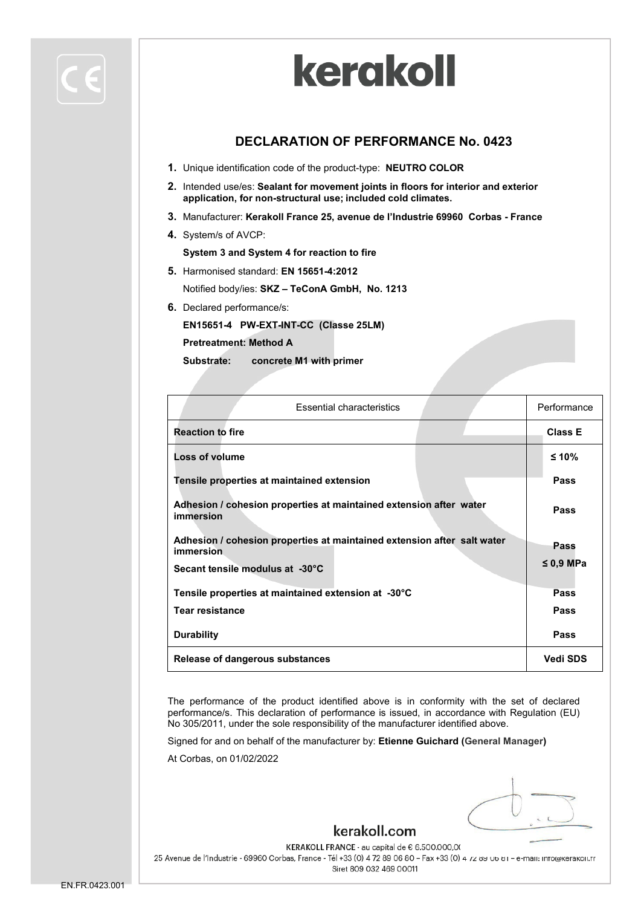# kerakoll

## DECLARATION OF PERFORMANCE No. 0423

1. Unique identification code of the product-type: **NEUTRO COLOR**
2. Intended use/es: **Sealant for movement joints in floors for interior and exterior application, for non-structural use; included cold climates.**
3. Manufacturer: **Kerakoll France 25, avenue de l'Industrie 69960 Corbas - France**
4. System/s of AVCP:

   **System 3 and System 4 for reaction to fire**
5. Harmonised standard: **EN 15651-4:2012**

   Notified body/ies: **SKZ – TeConA GmbH, No. 1213**
6. Declared performance/s:

   **EN15651-4 PW-EXT-INT-CC (Classe 25LM)**

   **Pretreatment: Method A**

   **Substrate: concrete M1 with primer**

| Essential characteristics | Performance |
|---|---|
| **Reaction to fire** | **Class E** |
| **Loss of volume** | **≤ 10%** |
| **Tensile properties at maintained extension** | **Pass** |
| **Adhesion / cohesion properties at maintained extension after water immersion** | **Pass** |
| **Adhesion / cohesion properties at maintained extension after salt water immersion** | **Pass** |
| **Secant tensile modulus at -30°C** | **≤ 0,9 MPa** |
| **Tensile properties at maintained extension at -30°C** | **Pass** |
| **Tear resistance** | **Pass** |
| **Durability** | **Pass** |
| **Release of dangerous substances** | **Vedi SDS** |

The performance of the product identified above is in conformity with the set of declared performance/s. This declaration of performance is issued, in accordance with Regulation (EU) No 305/2011, under the sole responsibility of the manufacturer identified above.

Signed for and on behalf of the manufacturer by: **Etienne Guichard (General Manager)**

At Corbas, on 01/02/2022

kerakoll.com

KERAKOLL FRANCE - au capital de € 6.500.000,0(

25 Avenue de l'Industrie - 69960 Corbas, France - Tél +33 (0) 4 72 89 06 80 – Fax +33 (0) 4 72 89 06 81 – e-mail: info@kerakoll.fr

Siret 809 032 469 00011

EN.FR.0423.001